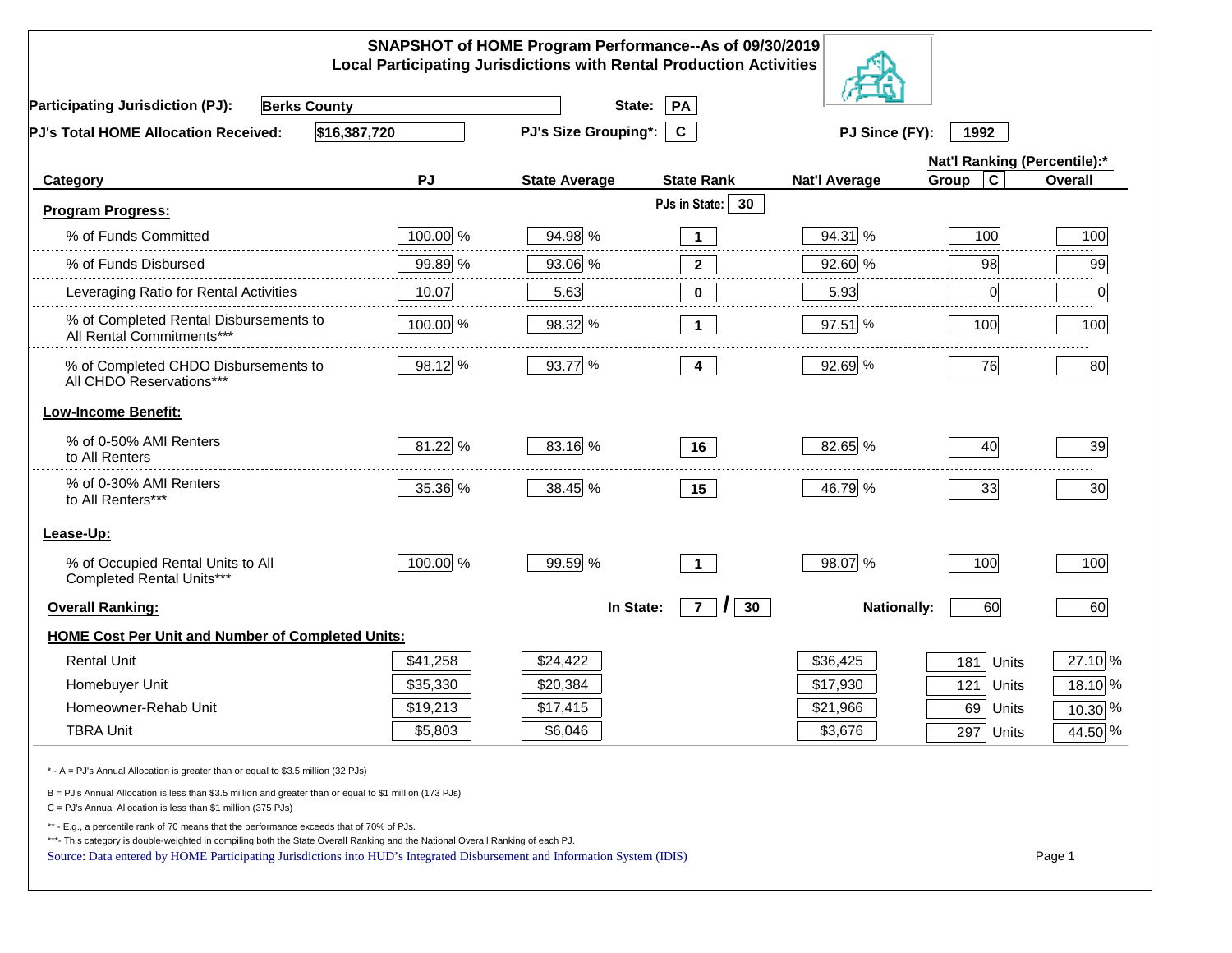## SNAPSHOT of HOME Program Performance--As of 09/30/2019
### Local Participating Jurisdictions with Rental Production Activities

**Participating Jurisdiction (PJ):** Berks County **State:** PA

**PJ's Total HOME Allocation Received:** $16,387,720 **PJ's Size Grouping*:** C **PJ Since (FY):** 1992

| Category | PJ | State Average | State Rank | Nat'l Average | Nat'l Ranking (Percentile):* Group C | Overall |
|---|---|---|---|---|---|---|
| **Program Progress:** | | | PJs in State: 30 | | | |
| % of Funds Committed | 100.00 % | 94.98 % | 1 | 94.31 % | 100 | 100 |
| % of Funds Disbursed | 99.89 % | 93.06 % | 2 | 92.60 % | 98 | 99 |
| Leveraging Ratio for Rental Activities | 10.07 | 5.63 | 0 | 5.93 | 0 | 0 |
| % of Completed Rental Disbursements to All Rental Commitments*** | 100.00 % | 98.32 % | 1 | 97.51 % | 100 | 100 |
| % of Completed CHDO Disbursements to All CHDO Reservations*** | 98.12 % | 93.77 % | 4 | 92.69 % | 76 | 80 |
| **Low-Income Benefit:** | | | | | | |
| % of 0-50% AMI Renters to All Renters | 81.22 % | 83.16 % | 16 | 82.65 % | 40 | 39 |
| % of 0-30% AMI Renters to All Renters*** | 35.36 % | 38.45 % | 15 | 46.79 % | 33 | 30 |
| **Lease-Up:** | | | | | | |
| % of Occupied Rental Units to All Completed Rental Units*** | 100.00 % | 99.59 % | 1 | 98.07 % | 100 | 100 |
| **Overall Ranking:** | | In State: | 7 / 30 | Nationally: | 60 | 60 |
| **HOME Cost Per Unit and Number of Completed Units:** | | | | | | |
| Rental Unit | $41,258 | $24,422 | | $36,425 | 181 Units | 27.10 % |
| Homebuyer Unit | $35,330 | $20,384 | | $17,930 | 121 Units | 18.10 % |
| Homeowner-Rehab Unit | $19,213 | $17,415 | | $21,966 | 69 Units | 10.30 % |
| TBRA Unit | $5,803 | $6,046 | | $3,676 | 297 Units | 44.50 % |

\* - A = PJ's Annual Allocation is greater than or equal to $3.5 million (32 PJs)

B = PJ's Annual Allocation is less than $3.5 million and greater than or equal to $1 million (173 PJs)

C = PJ's Annual Allocation is less than $1 million (375 PJs)

** - E.g., a percentile rank of 70 means that the performance exceeds that of 70% of PJs.

***- This category is double-weighted in compiling both the State Overall Ranking and the National Overall Ranking of each PJ.

Source: Data entered by HOME Participating Jurisdictions into HUD's Integrated Disbursement and Information System (IDIS)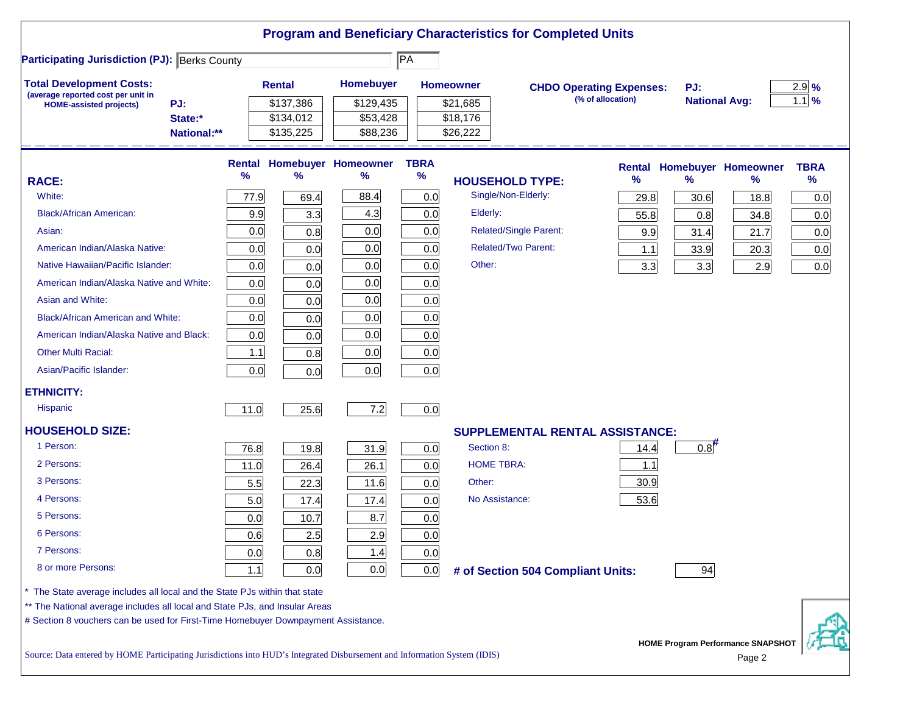# Program and Beneficiary Characteristics for Completed Units

**Participating Jurisdiction (PJ):** Berks County PA

**Total Development Costs:**
(average reported cost per unit in HOME-assisted projects)

| | Rental | Homebuyer | Homeowner |
|---|---|---|---|
| PJ: | $137,386 | $129,435 | $21,685 |
| State:* | $134,012 | $53,428 | $18,176 |
| National:** | $135,225 | $88,236 | $26,222 |

**CHDO Operating Expenses:** (% of allocation)

| | |
|---|---|
| PJ: | 2.9 % |
| National Avg: | 1.1 % |

| RACE: | Rental % | Homebuyer % | Homeowner % | TBRA % |
|---|---|---|---|---|
| White: | 77.9 | 69.4 | 88.4 | 0.0 |
| Black/African American: | 9.9 | 3.3 | 4.3 | 0.0 |
| Asian: | 0.0 | 0.8 | 0.0 | 0.0 |
| American Indian/Alaska Native: | 0.0 | 0.0 | 0.0 | 0.0 |
| Native Hawaiian/Pacific Islander: | 0.0 | 0.0 | 0.0 | 0.0 |
| American Indian/Alaska Native and White: | 0.0 | 0.0 | 0.0 | 0.0 |
| Asian and White: | 0.0 | 0.0 | 0.0 | 0.0 |
| Black/African American and White: | 0.0 | 0.0 | 0.0 | 0.0 |
| American Indian/Alaska Native and Black: | 0.0 | 0.0 | 0.0 | 0.0 |
| Other Multi Racial: | 1.1 | 0.8 | 0.0 | 0.0 |
| Asian/Pacific Islander: | 0.0 | 0.0 | 0.0 | 0.0 |
| **ETHNICITY:** | | | | |
| Hispanic | 11.0 | 25.6 | 7.2 | 0.0 |
| **HOUSEHOLD SIZE:** | | | | |
| 1 Person: | 76.8 | 19.8 | 31.9 | 0.0 |
| 2 Persons: | 11.0 | 26.4 | 26.1 | 0.0 |
| 3 Persons: | 5.5 | 22.3 | 11.6 | 0.0 |
| 4 Persons: | 5.0 | 17.4 | 17.4 | 0.0 |
| 5 Persons: | 0.0 | 10.7 | 8.7 | 0.0 |
| 6 Persons: | 0.6 | 2.5 | 2.9 | 0.0 |
| 7 Persons: | 0.0 | 0.8 | 1.4 | 0.0 |
| 8 or more Persons: | 1.1 | 0.0 | 0.0 | 0.0 |

| HOUSEHOLD TYPE: | Rental % | Homebuyer % | Homeowner % | TBRA % |
|---|---|---|---|---|
| Single/Non-Elderly: | 29.8 | 30.6 | 18.8 | 0.0 |
| Elderly: | 55.8 | 0.8 | 34.8 | 0.0 |
| Related/Single Parent: | 9.9 | 31.4 | 21.7 | 0.0 |
| Related/Two Parent: | 1.1 | 33.9 | 20.3 | 0.0 |
| Other: | 3.3 | 3.3 | 2.9 | 0.0 |

| SUPPLEMENTAL RENTAL ASSISTANCE: | Rental | Homebuyer |
|---|---|---|
| Section 8: | 14.4 | 0.8# |
| HOME TBRA: | 1.1 | |
| Other: | 30.9 | |
| No Assistance: | 53.6 | |

**# of Section 504 Compliant Units:** 94

\* The State average includes all local and the State PJs within that state

\*\* The National average includes all local and State PJs, and Insular Areas

\# Section 8 vouchers can be used for First-Time Homebuyer Downpayment Assistance.

Source: Data entered by HOME Participating Jurisdictions into HUD's Integrated Disbursement and Information System (IDIS)

HOME Program Performance SNAPSHOT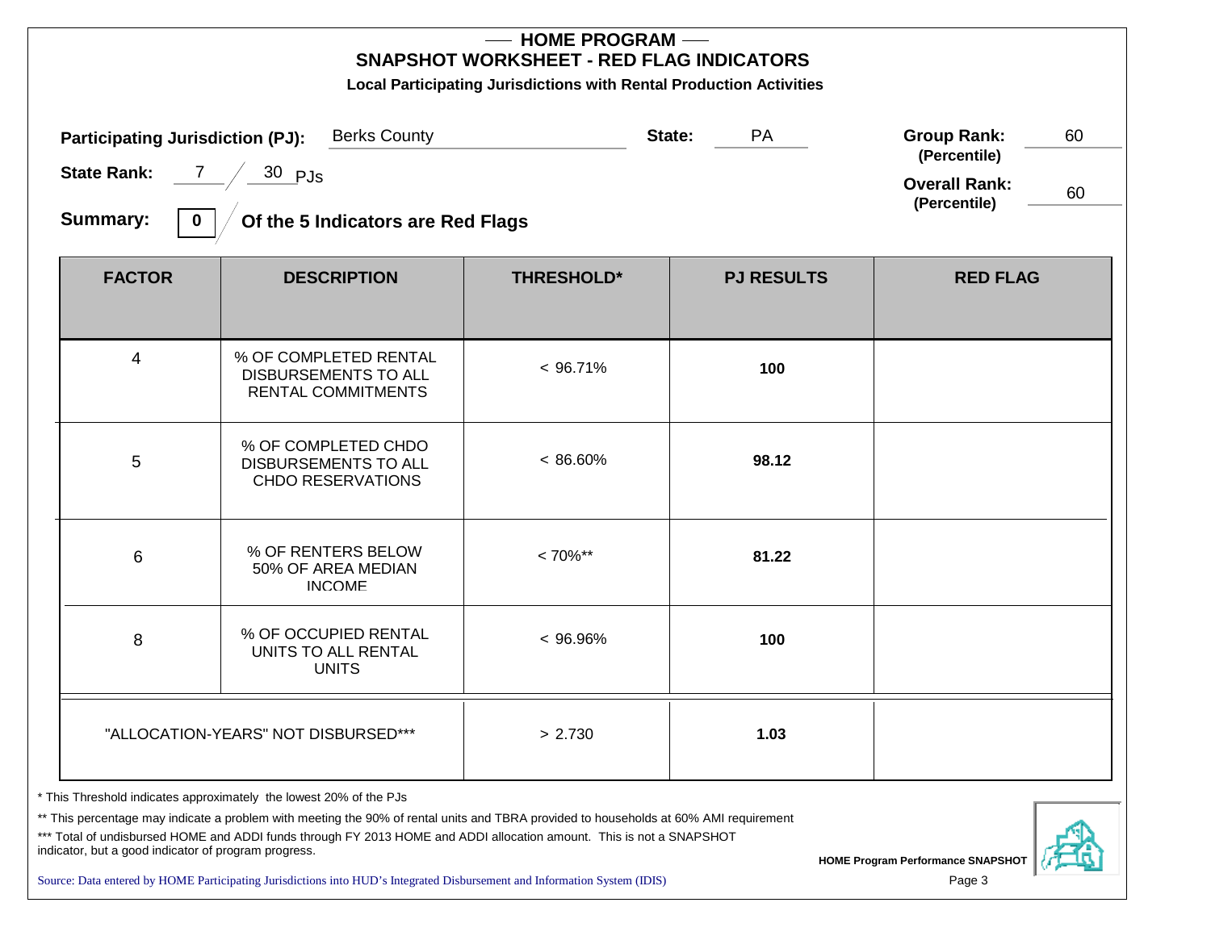# — HOME PROGRAM —
## SNAPSHOT WORKSHEET - RED FLAG INDICATORS
### Local Participating Jurisdictions with Rental Production Activities

**Participating Jurisdiction (PJ):** Berks County **State:** PA **Group Rank:** 60 **(Percentile)**

**State Rank:** 7 / 30 PJs **Overall Rank:** 60 **(Percentile)**

**Summary:** 0 / **Of the 5 Indicators are Red Flags**

| FACTOR | DESCRIPTION | THRESHOLD* | PJ RESULTS | RED FLAG |
|---|---|---|---|---|
| 4 | % OF COMPLETED RENTAL DISBURSEMENTS TO ALL RENTAL COMMITMENTS | < 96.71% | **100** | |
| 5 | % OF COMPLETED CHDO DISBURSEMENTS TO ALL CHDO RESERVATIONS | < 86.60% | **98.12** | |
| 6 | % OF RENTERS BELOW 50% OF AREA MEDIAN INCOME | < 70%** | **81.22** | |
| 8 | % OF OCCUPIED RENTAL UNITS TO ALL RENTAL UNITS | < 96.96% | **100** | |
| "ALLOCATION-YEARS" NOT DISBURSED*** | | > 2.730 | **1.03** | |

\* This Threshold indicates approximately the lowest 20% of the PJs

** This percentage may indicate a problem with meeting the 90% of rental units and TBRA provided to households at 60% AMI requirement

*** Total of undisbursed HOME and ADDI funds through FY 2013 HOME and ADDI allocation amount. This is not a SNAPSHOT indicator, but a good indicator of program progress.

**HOME Program Performance SNAPSHOT**

Source: Data entered by HOME Participating Jurisdictions into HUD's Integrated Disbursement and Information System (IDIS)